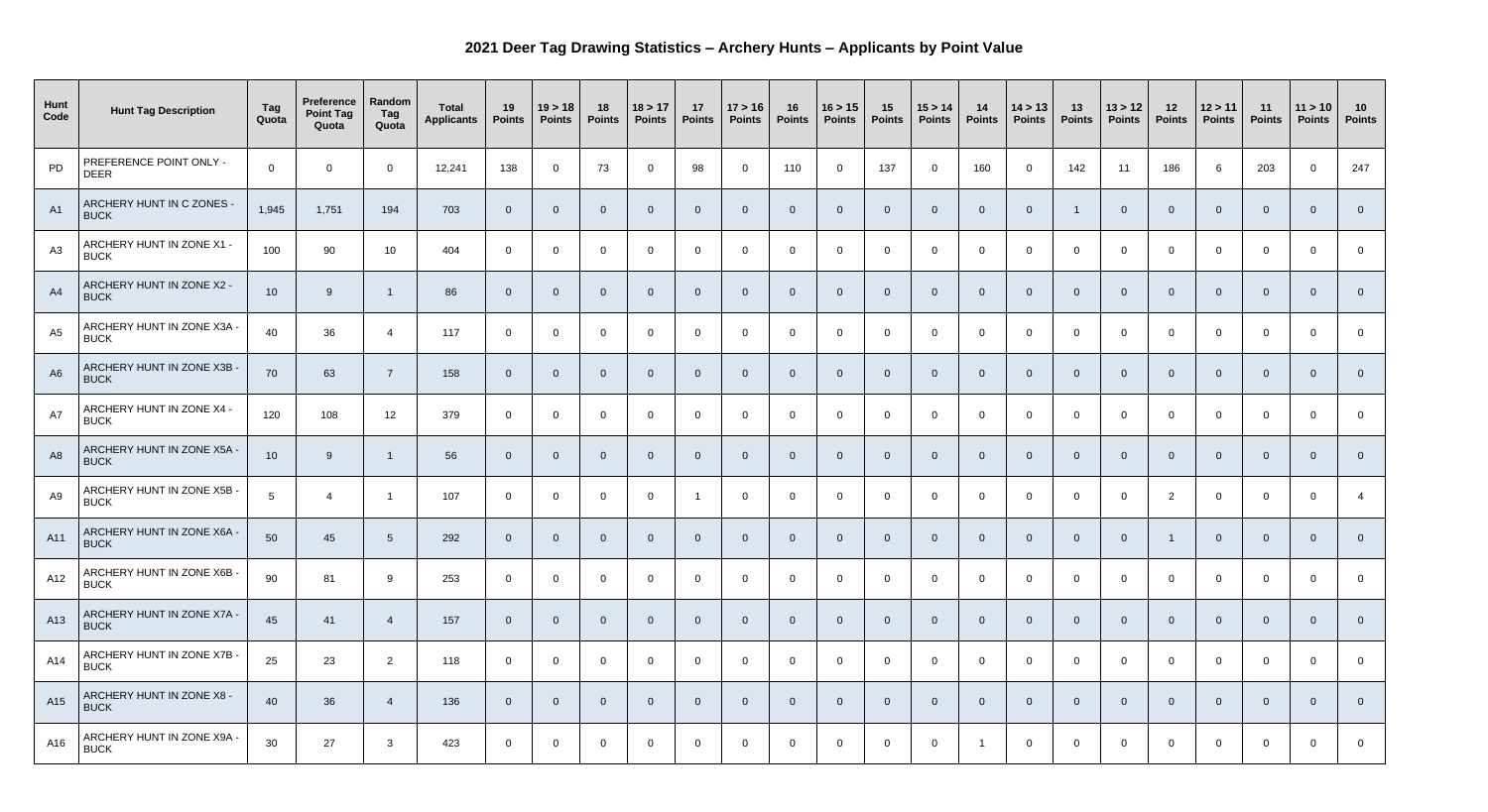# 2021 Deer Tag Drawing Statistics – Archery Hunts – Applicants by Point Value

| Hunt Code | Hunt Tag Description | Tag Quota | Preference Point Tag Quota | Random Tag Quota | Total Applicants | 19 Points | 19 > 18 Points | 18 Points | 18 > 17 Points | 17 Points | 17 > 16 Points | 16 Points | 16 > 15 Points | 15 Points | 15 > 14 Points | 14 Points | 14 > 13 Points | 13 Points | 13 > 12 Points | 12 Points | 12 > 11 Points | 11 Points | 11 > 10 Points | 10 Points |
|---|---|---|---|---|---|---|---|---|---|---|---|---|---|---|---|---|---|---|---|---|---|---|---|---|
| PD | PREFERENCE POINT ONLY - DEER | 0 | 0 | 0 | 12,241 | 138 | 0 | 73 | 0 | 98 | 0 | 110 | 0 | 137 | 0 | 160 | 0 | 142 | 11 | 186 | 6 | 203 | 0 | 247 |
| A1 | ARCHERY HUNT IN C ZONES - BUCK | 1,945 | 1,751 | 194 | 703 | 0 | 0 | 0 | 0 | 0 | 0 | 0 | 0 | 0 | 0 | 0 | 0 | 1 | 0 | 0 | 0 | 0 | 0 | 0 |
| A3 | ARCHERY HUNT IN ZONE X1 - BUCK | 100 | 90 | 10 | 404 | 0 | 0 | 0 | 0 | 0 | 0 | 0 | 0 | 0 | 0 | 0 | 0 | 0 | 0 | 0 | 0 | 0 | 0 | 0 |
| A4 | ARCHERY HUNT IN ZONE X2 - BUCK | 10 | 9 | 1 | 86 | 0 | 0 | 0 | 0 | 0 | 0 | 0 | 0 | 0 | 0 | 0 | 0 | 0 | 0 | 0 | 0 | 0 | 0 | 0 |
| A5 | ARCHERY HUNT IN ZONE X3A - BUCK | 40 | 36 | 4 | 117 | 0 | 0 | 0 | 0 | 0 | 0 | 0 | 0 | 0 | 0 | 0 | 0 | 0 | 0 | 0 | 0 | 0 | 0 | 0 |
| A6 | ARCHERY HUNT IN ZONE X3B - BUCK | 70 | 63 | 7 | 158 | 0 | 0 | 0 | 0 | 0 | 0 | 0 | 0 | 0 | 0 | 0 | 0 | 0 | 0 | 0 | 0 | 0 | 0 | 0 |
| A7 | ARCHERY HUNT IN ZONE X4 - BUCK | 120 | 108 | 12 | 379 | 0 | 0 | 0 | 0 | 0 | 0 | 0 | 0 | 0 | 0 | 0 | 0 | 0 | 0 | 0 | 0 | 0 | 0 | 0 |
| A8 | ARCHERY HUNT IN ZONE X5A - BUCK | 10 | 9 | 1 | 56 | 0 | 0 | 0 | 0 | 0 | 0 | 0 | 0 | 0 | 0 | 0 | 0 | 0 | 0 | 0 | 0 | 0 | 0 | 0 |
| A9 | ARCHERY HUNT IN ZONE X5B - BUCK | 5 | 4 | 1 | 107 | 0 | 0 | 0 | 0 | 1 | 0 | 0 | 0 | 0 | 0 | 0 | 0 | 0 | 0 | 2 | 0 | 0 | 0 | 4 |
| A11 | ARCHERY HUNT IN ZONE X6A - BUCK | 50 | 45 | 5 | 292 | 0 | 0 | 0 | 0 | 0 | 0 | 0 | 0 | 0 | 0 | 0 | 0 | 0 | 0 | 1 | 0 | 0 | 0 | 0 |
| A12 | ARCHERY HUNT IN ZONE X6B - BUCK | 90 | 81 | 9 | 253 | 0 | 0 | 0 | 0 | 0 | 0 | 0 | 0 | 0 | 0 | 0 | 0 | 0 | 0 | 0 | 0 | 0 | 0 | 0 |
| A13 | ARCHERY HUNT IN ZONE X7A - BUCK | 45 | 41 | 4 | 157 | 0 | 0 | 0 | 0 | 0 | 0 | 0 | 0 | 0 | 0 | 0 | 0 | 0 | 0 | 0 | 0 | 0 | 0 | 0 |
| A14 | ARCHERY HUNT IN ZONE X7B - BUCK | 25 | 23 | 2 | 118 | 0 | 0 | 0 | 0 | 0 | 0 | 0 | 0 | 0 | 0 | 0 | 0 | 0 | 0 | 0 | 0 | 0 | 0 | 0 |
| A15 | ARCHERY HUNT IN ZONE X8 - BUCK | 40 | 36 | 4 | 136 | 0 | 0 | 0 | 0 | 0 | 0 | 0 | 0 | 0 | 0 | 0 | 0 | 0 | 0 | 0 | 0 | 0 | 0 | 0 |
| A16 | ARCHERY HUNT IN ZONE X9A - BUCK | 30 | 27 | 3 | 423 | 0 | 0 | 0 | 0 | 0 | 0 | 0 | 0 | 0 | 0 | 1 | 0 | 0 | 0 | 0 | 0 | 0 | 0 | 0 |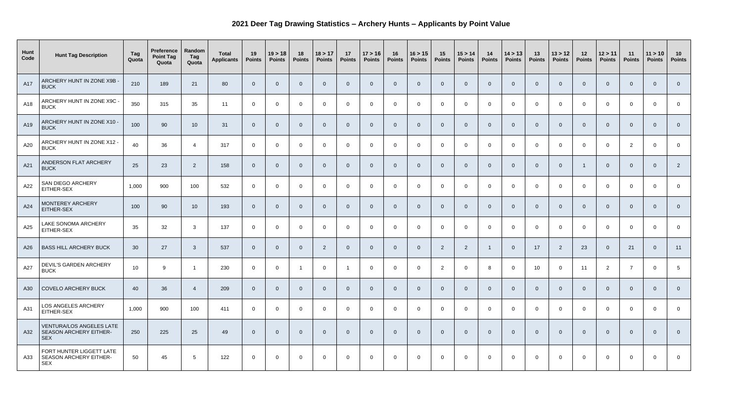# 2021 Deer Tag Drawing Statistics – Archery Hunts – Applicants by Point Value

| Hunt Code | Hunt Tag Description | Tag Quota | Preference Point Tag Quota | Random Tag Quota | Total Applicants | 19 Points | 19 > 18 Points | 18 Points | 18 > 17 Points | 17 Points | 17 > 16 Points | 16 Points | 16 > 15 Points | 15 Points | 15 > 14 Points | 14 Points | 14 > 13 Points | 13 Points | 13 > 12 Points | 12 Points | 12 > 11 Points | 11 Points | 11 > 10 Points | 10 Points |
|---|---|---|---|---|---|---|---|---|---|---|---|---|---|---|---|---|---|---|---|---|---|---|---|---|
| A17 | ARCHERY HUNT IN ZONE X9B - BUCK | 210 | 189 | 21 | 80 | 0 | 0 | 0 | 0 | 0 | 0 | 0 | 0 | 0 | 0 | 0 | 0 | 0 | 0 | 0 | 0 | 0 | 0 | 0 |
| A18 | ARCHERY HUNT IN ZONE X9C - BUCK | 350 | 315 | 35 | 11 | 0 | 0 | 0 | 0 | 0 | 0 | 0 | 0 | 0 | 0 | 0 | 0 | 0 | 0 | 0 | 0 | 0 | 0 | 0 |
| A19 | ARCHERY HUNT IN ZONE X10 - BUCK | 100 | 90 | 10 | 31 | 0 | 0 | 0 | 0 | 0 | 0 | 0 | 0 | 0 | 0 | 0 | 0 | 0 | 0 | 0 | 0 | 0 | 0 | 0 |
| A20 | ARCHERY HUNT IN ZONE X12 - BUCK | 40 | 36 | 4 | 317 | 0 | 0 | 0 | 0 | 0 | 0 | 0 | 0 | 0 | 0 | 0 | 0 | 0 | 0 | 0 | 0 | 2 | 0 | 0 |
| A21 | ANDERSON FLAT ARCHERY BUCK | 25 | 23 | 2 | 158 | 0 | 0 | 0 | 0 | 0 | 0 | 0 | 0 | 0 | 0 | 0 | 0 | 0 | 0 | 1 | 0 | 0 | 0 | 2 |
| A22 | SAN DIEGO ARCHERY EITHER-SEX | 1,000 | 900 | 100 | 532 | 0 | 0 | 0 | 0 | 0 | 0 | 0 | 0 | 0 | 0 | 0 | 0 | 0 | 0 | 0 | 0 | 0 | 0 | 0 |
| A24 | MONTEREY ARCHERY EITHER-SEX | 100 | 90 | 10 | 193 | 0 | 0 | 0 | 0 | 0 | 0 | 0 | 0 | 0 | 0 | 0 | 0 | 0 | 0 | 0 | 0 | 0 | 0 | 0 |
| A25 | LAKE SONOMA ARCHERY EITHER-SEX | 35 | 32 | 3 | 137 | 0 | 0 | 0 | 0 | 0 | 0 | 0 | 0 | 0 | 0 | 0 | 0 | 0 | 0 | 0 | 0 | 0 | 0 | 0 |
| A26 | BASS HILL ARCHERY BUCK | 30 | 27 | 3 | 537 | 0 | 0 | 0 | 2 | 0 | 0 | 0 | 0 | 2 | 2 | 1 | 0 | 17 | 2 | 23 | 0 | 21 | 0 | 11 |
| A27 | DEVIL'S GARDEN ARCHERY BUCK | 10 | 9 | 1 | 230 | 0 | 0 | 1 | 0 | 1 | 0 | 0 | 0 | 2 | 0 | 8 | 0 | 10 | 0 | 11 | 2 | 7 | 0 | 5 |
| A30 | COVELO ARCHERY BUCK | 40 | 36 | 4 | 209 | 0 | 0 | 0 | 0 | 0 | 0 | 0 | 0 | 0 | 0 | 0 | 0 | 0 | 0 | 0 | 0 | 0 | 0 | 0 |
| A31 | LOS ANGELES ARCHERY EITHER-SEX | 1,000 | 900 | 100 | 411 | 0 | 0 | 0 | 0 | 0 | 0 | 0 | 0 | 0 | 0 | 0 | 0 | 0 | 0 | 0 | 0 | 0 | 0 | 0 |
| A32 | VENTURA/LOS ANGELES LATE SEASON ARCHERY EITHER-SEX | 250 | 225 | 25 | 49 | 0 | 0 | 0 | 0 | 0 | 0 | 0 | 0 | 0 | 0 | 0 | 0 | 0 | 0 | 0 | 0 | 0 | 0 | 0 |
| A33 | FORT HUNTER LIGGETT LATE SEASON ARCHERY EITHER-SEX | 50 | 45 | 5 | 122 | 0 | 0 | 0 | 0 | 0 | 0 | 0 | 0 | 0 | 0 | 0 | 0 | 0 | 0 | 0 | 0 | 0 | 0 | 0 |